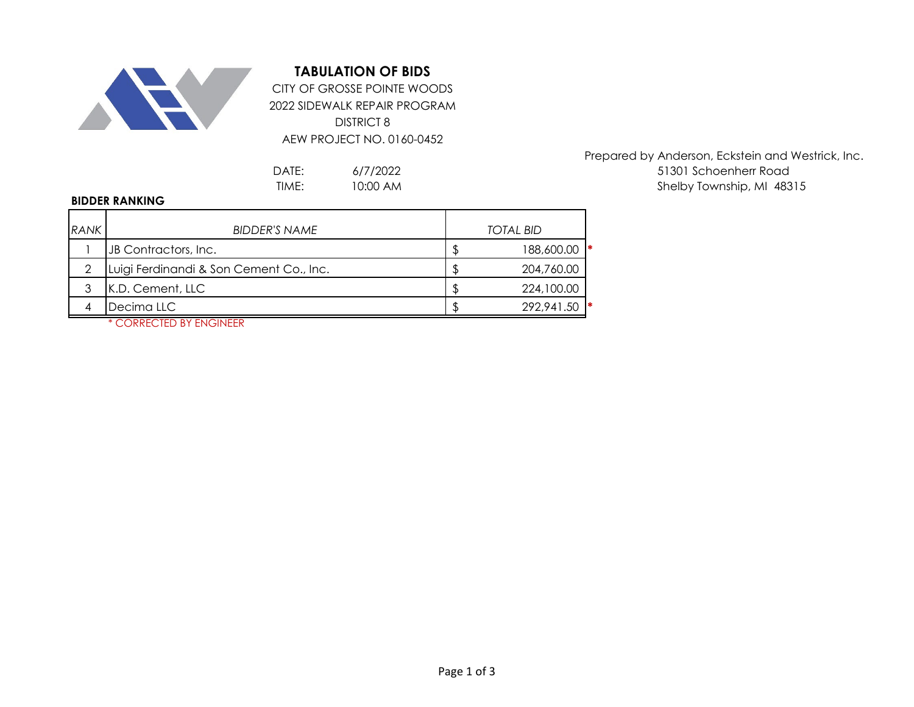# TABULATION OF BIDS

CITY OF GROSSE POINTE WOODS
2022 SIDEWALK REPAIR PROGRAM
DISTRICT 8
AEW PROJECT NO. 0160-0452

Prepared by Anderson, Eckstein and Westrick, Inc.
51301 Schoenherr Road
Shelby Township, MI 48315

DATE: 6/7/2022
TIME: 10:00 AM

**BIDDER RANKING**

| *RANK* | *BIDDER'S NAME* | *TOTAL BID* | |
|---|---|---|---|
| 1 | JB Contractors, Inc. | $ 188,600.00 | * |
| 2 | Luigi Ferdinandi & Son Cement Co., Inc. | $ 204,760.00 | |
| 3 | K.D. Cement, LLC | $ 224,100.00 | |
| 4 | Decima LLC | $ 292,941.50 | * |

\* CORRECTED BY ENGINEER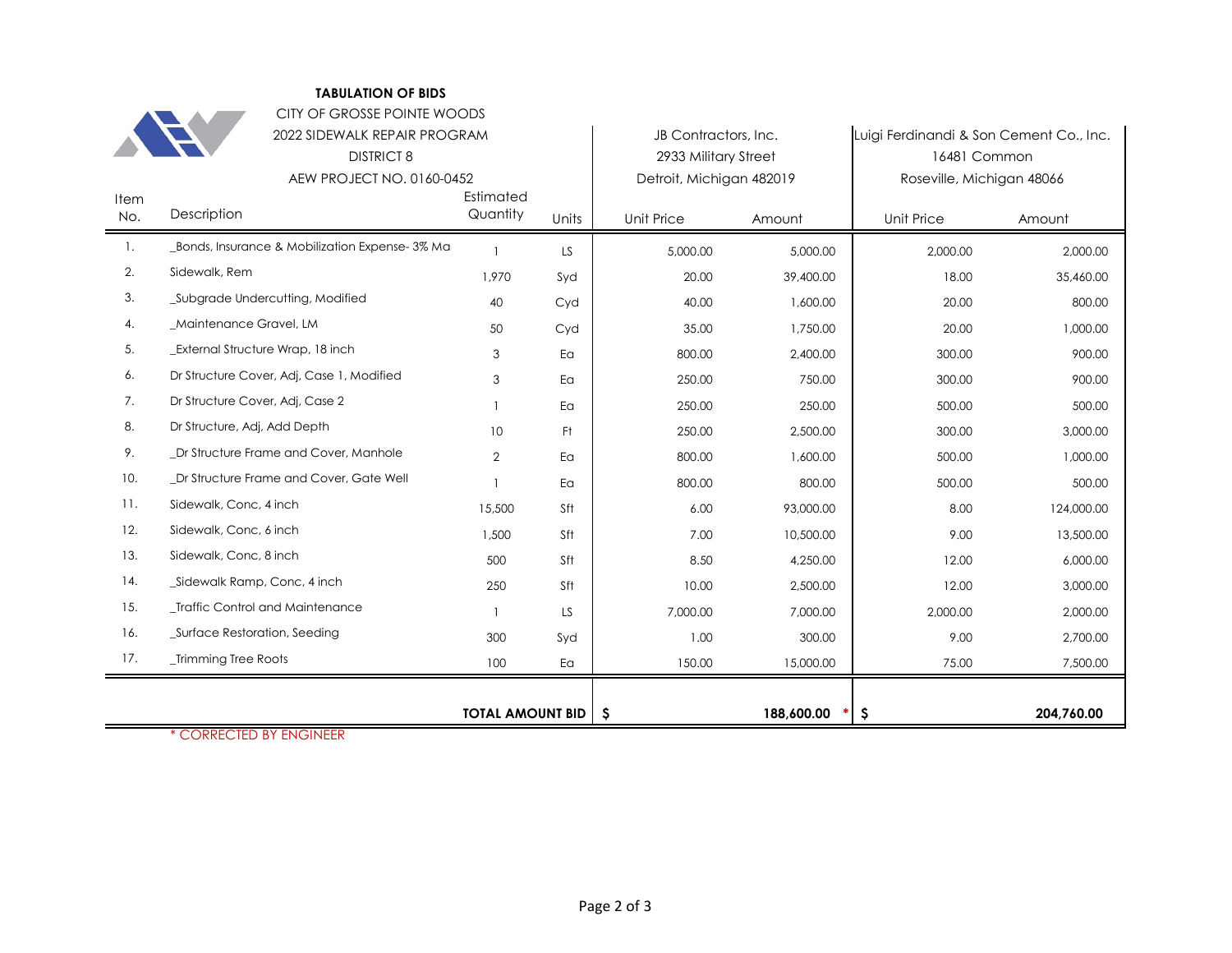**TABULATION OF BIDS**

CITY OF GROSSE POINTE WOODS

2022 SIDEWALK REPAIR PROGRAM

DISTRICT 8

AEW PROJECT NO. 0160-0452

| Item No. | Description | Estimated Quantity | Units | JB Contractors, Inc. 2933 Military Street Detroit, Michigan 482019 | | Luigi Ferdinandi & Son Cement Co., Inc. 16481 Common Roseville, Michigan 48066 | |
|---|---|---|---|---|---|---|---|
| | | | | Unit Price | Amount | Unit Price | Amount |
| 1. | _Bonds, Insurance & Mobilization Expense- 3% Ma | 1 | LS | 5,000.00 | 5,000.00 | 2,000.00 | 2,000.00 |
| 2. | Sidewalk, Rem | 1,970 | Syd | 20.00 | 39,400.00 | 18.00 | 35,460.00 |
| 3. | _Subgrade Undercutting, Modified | 40 | Cyd | 40.00 | 1,600.00 | 20.00 | 800.00 |
| 4. | _Maintenance Gravel, LM | 50 | Cyd | 35.00 | 1,750.00 | 20.00 | 1,000.00 |
| 5. | _External Structure Wrap, 18 inch | 3 | Ea | 800.00 | 2,400.00 | 300.00 | 900.00 |
| 6. | Dr Structure Cover, Adj, Case 1, Modified | 3 | Ea | 250.00 | 750.00 | 300.00 | 900.00 |
| 7. | Dr Structure Cover, Adj, Case 2 | 1 | Ea | 250.00 | 250.00 | 500.00 | 500.00 |
| 8. | Dr Structure, Adj, Add Depth | 10 | Ft | 250.00 | 2,500.00 | 300.00 | 3,000.00 |
| 9. | _Dr Structure Frame and Cover, Manhole | 2 | Ea | 800.00 | 1,600.00 | 500.00 | 1,000.00 |
| 10. | _Dr Structure Frame and Cover, Gate Well | 1 | Ea | 800.00 | 800.00 | 500.00 | 500.00 |
| 11. | Sidewalk, Conc, 4 inch | 15,500 | Sft | 6.00 | 93,000.00 | 8.00 | 124,000.00 |
| 12. | Sidewalk, Conc, 6 inch | 1,500 | Sft | 7.00 | 10,500.00 | 9.00 | 13,500.00 |
| 13. | Sidewalk, Conc, 8 inch | 500 | Sft | 8.50 | 4,250.00 | 12.00 | 6,000.00 |
| 14. | _Sidewalk Ramp, Conc, 4 inch | 250 | Sft | 10.00 | 2,500.00 | 12.00 | 3,000.00 |
| 15. | _Traffic Control and Maintenance | 1 | LS | 7,000.00 | 7,000.00 | 2,000.00 | 2,000.00 |
| 16. | _Surface Restoration, Seeding | 300 | Syd | 1.00 | 300.00 | 9.00 | 2,700.00 |
| 17. | _Trimming Tree Roots | 100 | Ea | 150.00 | 15,000.00 | 75.00 | 7,500.00 |
| | | **TOTAL AMOUNT BID** | | **$** | **188,600.00** * | **$** | **204,760.00** |

\* CORRECTED BY ENGINEER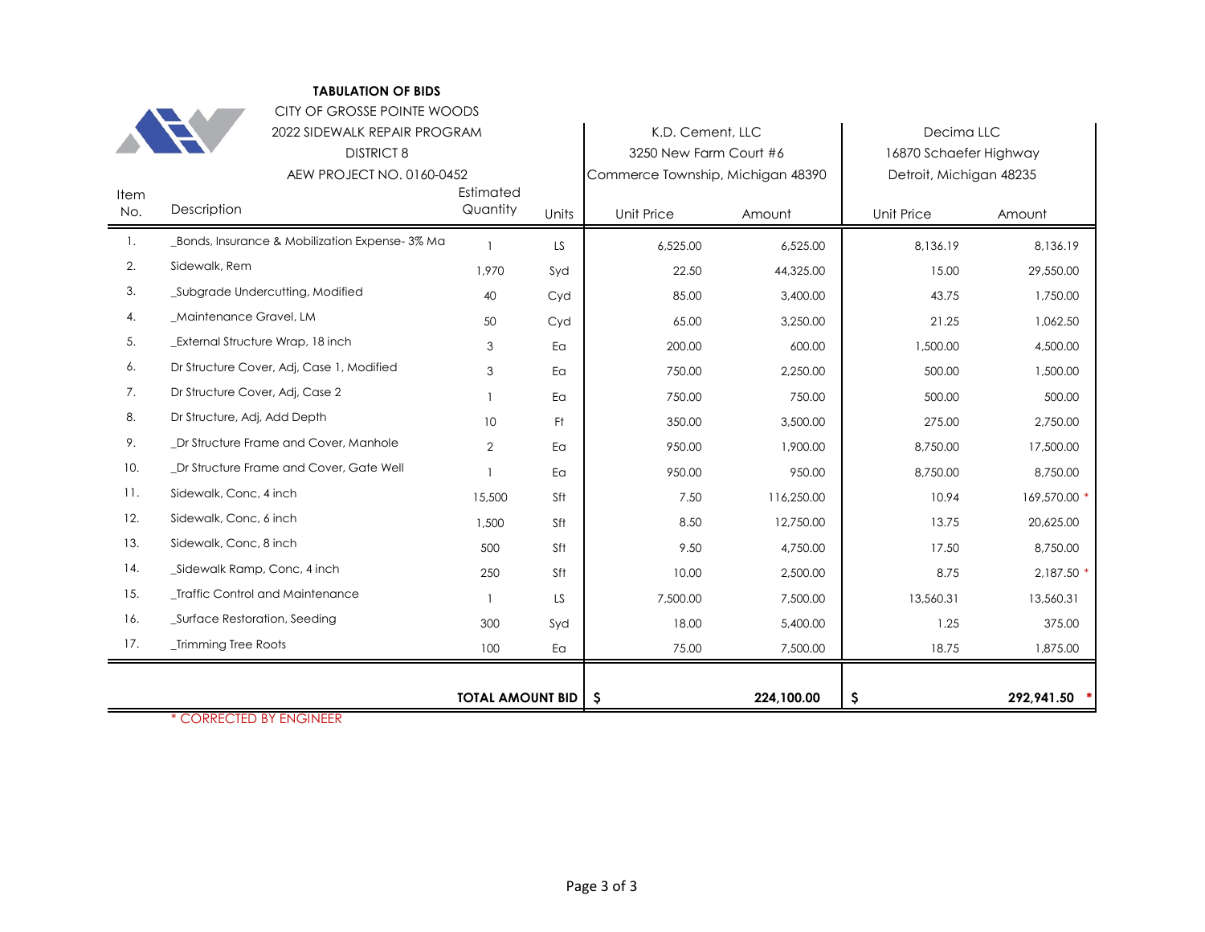**TABULATION OF BIDS**

CITY OF GROSSE POINTE WOODS

2022 SIDEWALK REPAIR PROGRAM

DISTRICT 8

AEW PROJECT NO. 0160-0452

| | | | | K.D. Cement, LLC 3250 New Farm Court #6 Commerce Township, Michigan 48390 | | Decima LLC 16870 Schaefer Highway Detroit, Michigan 48235 | |
|---|---|---|---|---|---|---|---|
| Item No. | Description | Estimated Quantity | Units | Unit Price | Amount | Unit Price | Amount |
| 1. | _Bonds, Insurance & Mobilization Expense- 3% Ma | 1 | LS | 6,525.00 | 6,525.00 | 8,136.19 | 8,136.19 |
| 2. | Sidewalk, Rem | 1,970 | Syd | 22.50 | 44,325.00 | 15.00 | 29,550.00 |
| 3. | _Subgrade Undercutting, Modified | 40 | Cyd | 85.00 | 3,400.00 | 43.75 | 1,750.00 |
| 4. | _Maintenance Gravel, LM | 50 | Cyd | 65.00 | 3,250.00 | 21.25 | 1,062.50 |
| 5. | _External Structure Wrap, 18 inch | 3 | Ea | 200.00 | 600.00 | 1,500.00 | 4,500.00 |
| 6. | Dr Structure Cover, Adj, Case 1, Modified | 3 | Ea | 750.00 | 2,250.00 | 500.00 | 1,500.00 |
| 7. | Dr Structure Cover, Adj, Case 2 | 1 | Ea | 750.00 | 750.00 | 500.00 | 500.00 |
| 8. | Dr Structure, Adj, Add Depth | 10 | Ft | 350.00 | 3,500.00 | 275.00 | 2,750.00 |
| 9. | _Dr Structure Frame and Cover, Manhole | 2 | Ea | 950.00 | 1,900.00 | 8,750.00 | 17,500.00 |
| 10. | _Dr Structure Frame and Cover, Gate Well | 1 | Ea | 950.00 | 950.00 | 8,750.00 | 8,750.00 |
| 11. | Sidewalk, Conc, 4 inch | 15,500 | Sft | 7.50 | 116,250.00 | 10.94 | 169,570.00 * |
| 12. | Sidewalk, Conc, 6 inch | 1,500 | Sft | 8.50 | 12,750.00 | 13.75 | 20,625.00 |
| 13. | Sidewalk, Conc, 8 inch | 500 | Sft | 9.50 | 4,750.00 | 17.50 | 8,750.00 |
| 14. | _Sidewalk Ramp, Conc, 4 inch | 250 | Sft | 10.00 | 2,500.00 | 8.75 | 2,187.50 * |
| 15. | _Traffic Control and Maintenance | 1 | LS | 7,500.00 | 7,500.00 | 13,560.31 | 13,560.31 |
| 16. | _Surface Restoration, Seeding | 300 | Syd | 18.00 | 5,400.00 | 1.25 | 375.00 |
| 17. | _Trimming Tree Roots | 100 | Ea | 75.00 | 7,500.00 | 18.75 | 1,875.00 |
| | | | **TOTAL AMOUNT BID** | **$** | **224,100.00** | **$** | **292,941.50 *** |

* CORRECTED BY ENGINEER